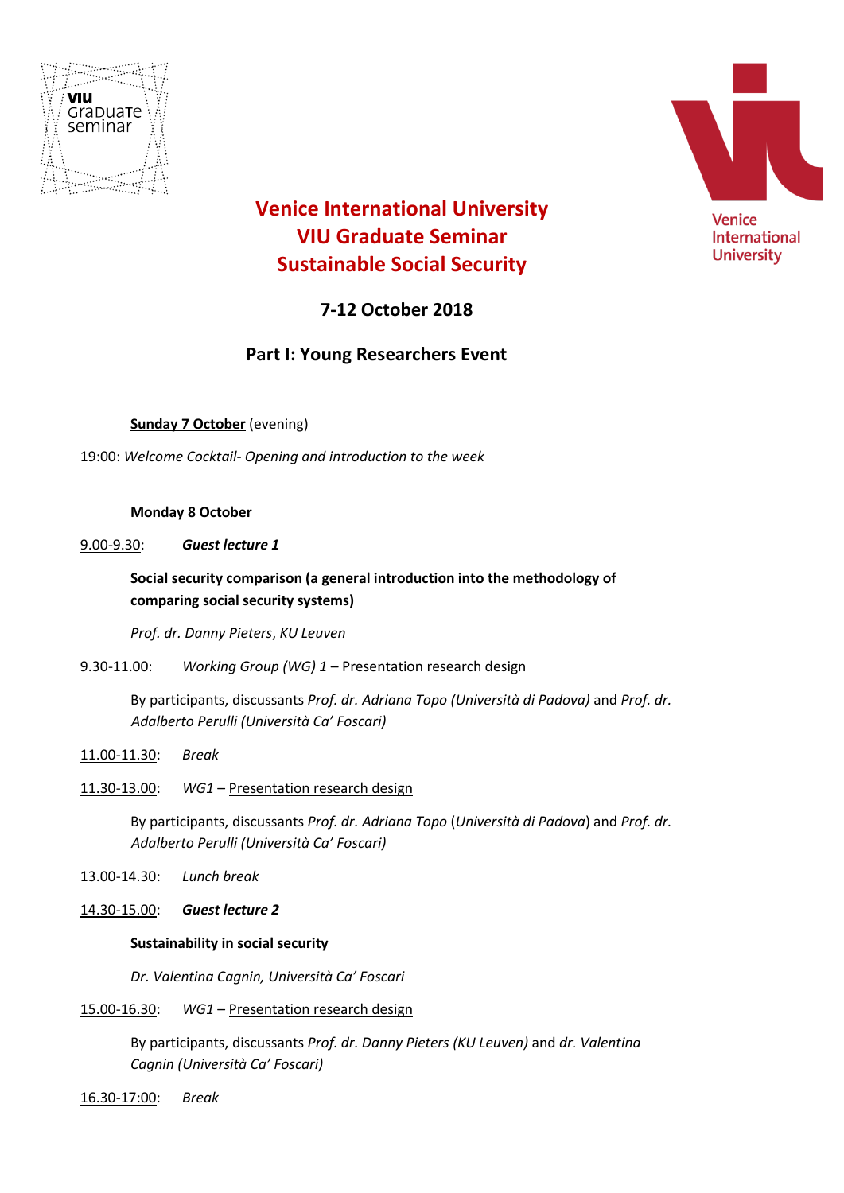# Venice International University
# VIU Graduate Seminar
# Sustainable Social Security

## 7-12 October 2018

## Part I: Young Researchers Event

**Sunday 7 October** (evening)

19:00: *Welcome Cocktail- Opening and introduction to the week*

**Monday 8 October**

9.00-9.30: ***Guest lecture 1***

**Social security comparison (a general introduction into the methodology of comparing social security systems)**

*Prof. dr. Danny Pieters*, *KU Leuven*

9.30-11.00: *Working Group (WG) 1* – Presentation research design

By participants, discussants *Prof. dr. Adriana Topo (Università di Padova)* and *Prof. dr. Adalberto Perulli (Università Ca' Foscari)*

11.00-11.30: *Break*

11.30-13.00: *WG1* – Presentation research design

By participants, discussants *Prof. dr. Adriana Topo* (*Università di Padova*) and *Prof. dr. Adalberto Perulli (Università Ca' Foscari)*

13.00-14.30: *Lunch break*

14.30-15.00: ***Guest lecture 2***

**Sustainability in social security**

*Dr. Valentina Cagnin, Università Ca' Foscari*

15.00-16.30: *WG1* – Presentation research design

By participants, discussants *Prof. dr. Danny Pieters (KU Leuven)* and *dr. Valentina Cagnin (Università Ca' Foscari)*

16.30-17:00: *Break*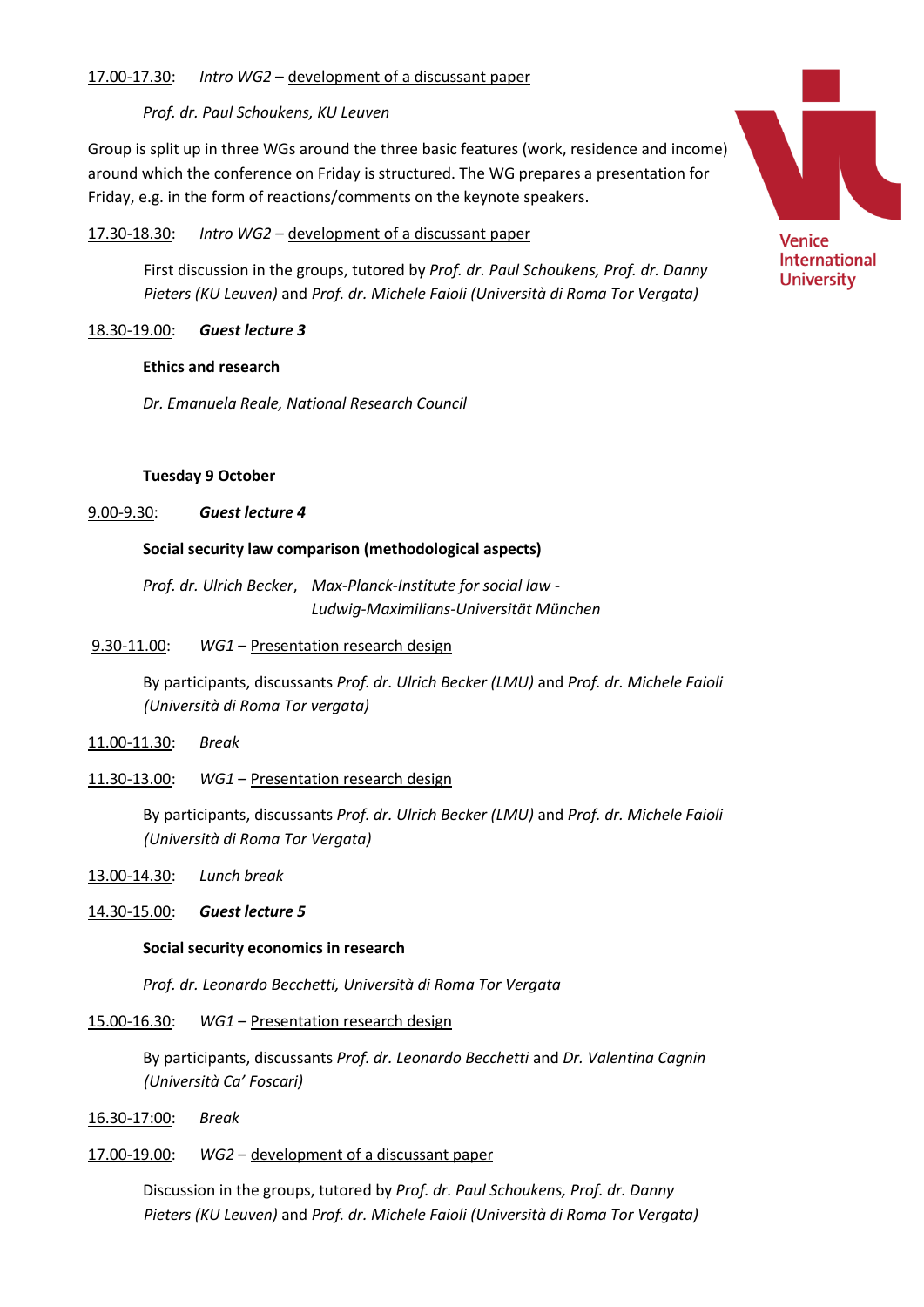17.00-17.30: *Intro WG2* – development of a discussant paper

*Prof. dr. Paul Schoukens, KU Leuven*

Group is split up in three WGs around the three basic features (work, residence and income) around which the conference on Friday is structured. The WG prepares a presentation for Friday, e.g. in the form of reactions/comments on the keynote speakers.

17.30-18.30: *Intro WG2* – development of a discussant paper

First discussion in the groups, tutored by *Prof. dr. Paul Schoukens, Prof. dr. Danny Pieters (KU Leuven)* and *Prof. dr. Michele Faioli (Università di Roma Tor Vergata)*

18.30-19.00: ***Guest lecture 3***

**Ethics and research**

*Dr. Emanuela Reale, National Research Council*

**Tuesday 9 October**

9.00-9.30: ***Guest lecture 4***

**Social security law comparison (methodological aspects)**

*Prof. dr. Ulrich Becker, Max-Planck-Institute for social law - Ludwig-Maximilians-Universität München*

9.30-11.00: *WG1* – Presentation research design

By participants, discussants *Prof. dr. Ulrich Becker (LMU)* and *Prof. dr. Michele Faioli (Università di Roma Tor vergata)*

11.00-11.30: *Break*

11.30-13.00: *WG1* – Presentation research design

By participants, discussants *Prof. dr. Ulrich Becker (LMU)* and *Prof. dr. Michele Faioli (Università di Roma Tor Vergata)*

13.00-14.30: *Lunch break*

14.30-15.00: ***Guest lecture 5***

**Social security economics in research**

*Prof. dr. Leonardo Becchetti, Università di Roma Tor Vergata*

15.00-16.30: *WG1* – Presentation research design

By participants, discussants *Prof. dr. Leonardo Becchetti* and *Dr. Valentina Cagnin (Università Ca' Foscari)*

16.30-17:00: *Break*

17.00-19.00: *WG2* – development of a discussant paper

Discussion in the groups, tutored by *Prof. dr. Paul Schoukens, Prof. dr. Danny Pieters (KU Leuven)* and *Prof. dr. Michele Faioli (Università di Roma Tor Vergata)*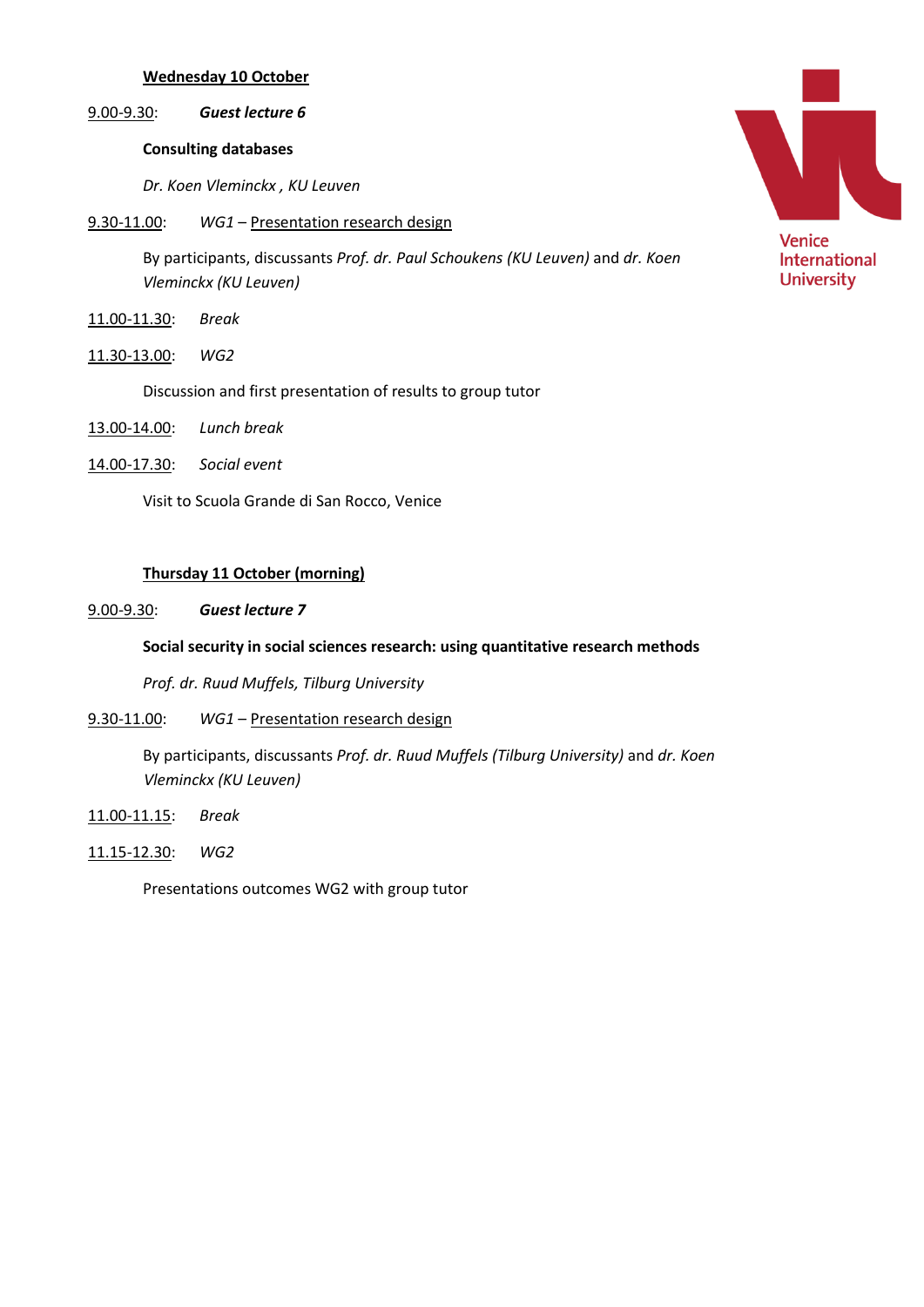**Wednesday 10 October**

9.00-9.30: ***Guest lecture 6***

**Consulting databases**

*Dr. Koen Vleminckx , KU Leuven*

9.30-11.00: *WG1* – Presentation research design

By participants, discussants *Prof. dr. Paul Schoukens (KU Leuven)* and *dr. Koen Vleminckx (KU Leuven)*

11.00-11.30: *Break*

11.30-13.00: *WG2*

Discussion and first presentation of results to group tutor

13.00-14.00: *Lunch break*

14.00-17.30: *Social event*

Visit to Scuola Grande di San Rocco, Venice

**Thursday 11 October (morning)**

9.00-9.30: ***Guest lecture 7***

**Social security in social sciences research: using quantitative research methods**

*Prof. dr. Ruud Muffels, Tilburg University*

9.30-11.00: *WG1* – Presentation research design

By participants, discussants *Prof. dr. Ruud Muffels (Tilburg University)* and *dr. Koen Vleminckx (KU Leuven)*

11.00-11.15: *Break*

11.15-12.30: *WG2*

Presentations outcomes WG2 with group tutor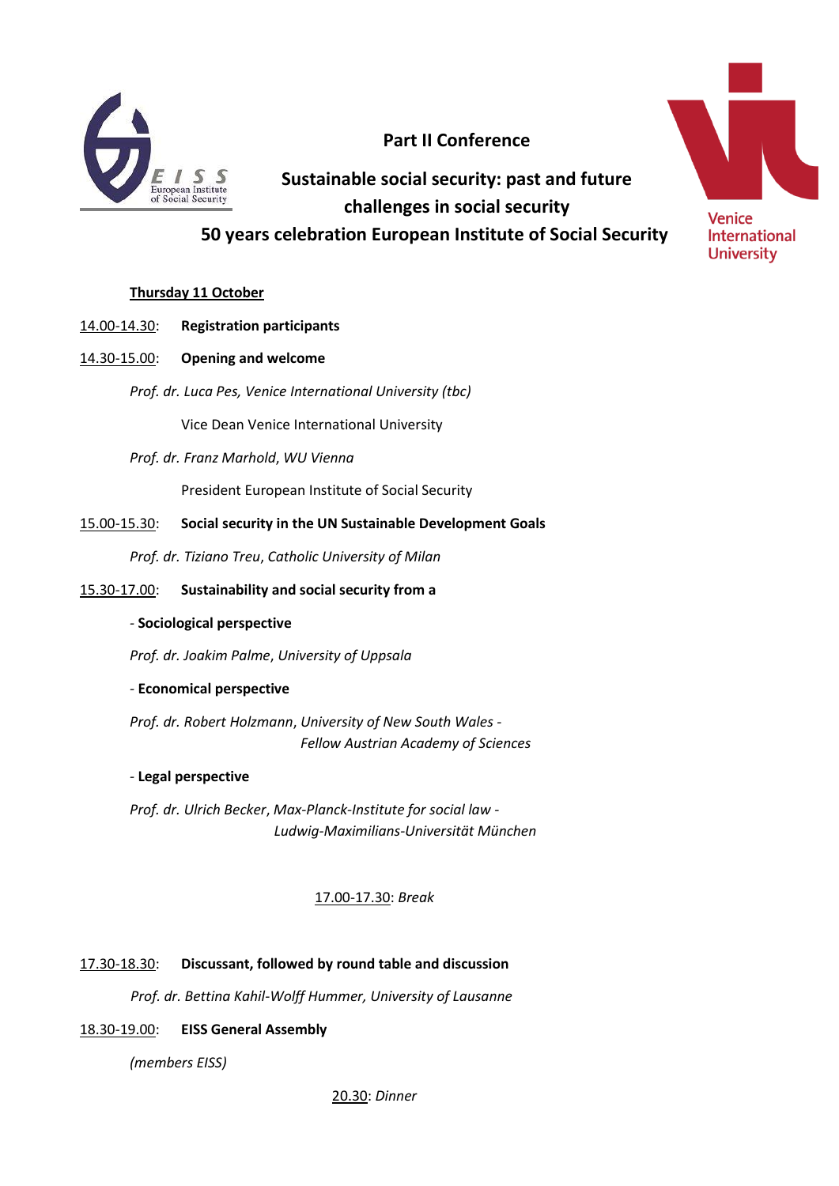**Part II Conference**

## Sustainable social security: past and future challenges in social security

## 50 years celebration European Institute of Social Security

**Thursday 11 October**

14.00-14.30: **Registration participants**

14.30-15.00: **Opening and welcome**

*Prof. dr. Luca Pes, Venice International University (tbc)*

Vice Dean Venice International University

*Prof. dr. Franz Marhold, WU Vienna*

President European Institute of Social Security

15.00-15.30: **Social security in the UN Sustainable Development Goals**

*Prof. dr. Tiziano Treu, Catholic University of Milan*

15.30-17.00: **Sustainability and social security from a**

- **Sociological perspective**

*Prof. dr. Joakim Palme, University of Uppsala*

- **Economical perspective**

*Prof. dr. Robert Holzmann, University of New South Wales - Fellow Austrian Academy of Sciences*

- **Legal perspective**

*Prof. dr. Ulrich Becker, Max-Planck-Institute for social law - Ludwig-Maximilians-Universität München*

17.00-17.30: *Break*

17.30-18.30: **Discussant, followed by round table and discussion**

*Prof. dr. Bettina Kahil-Wolff Hummer, University of Lausanne*

18.30-19.00: **EISS General Assembly**

*(members EISS)*

20.30: *Dinner*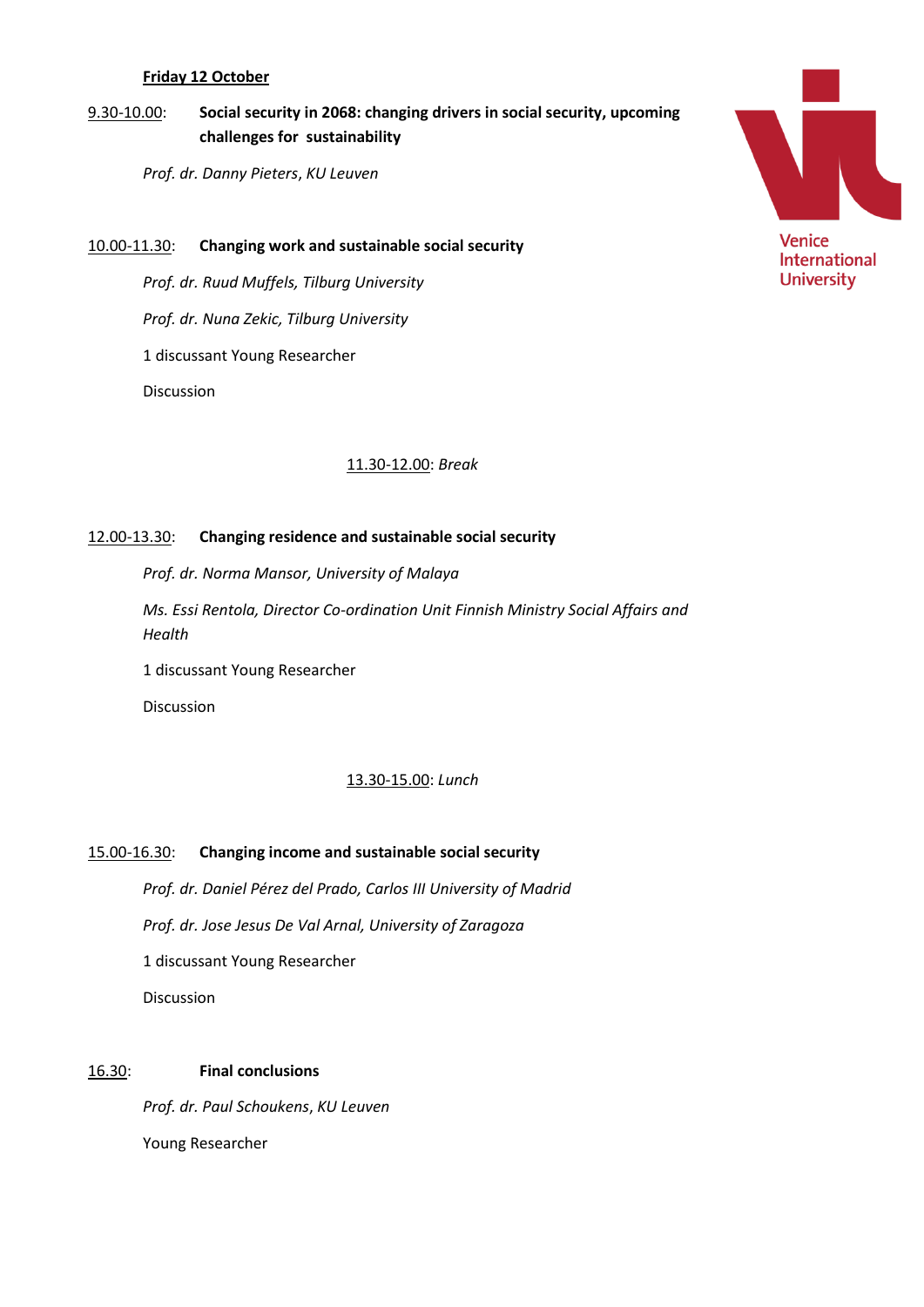**Friday 12 October**

9.30-10.00: **Social security in 2068: changing drivers in social security, upcoming challenges for sustainability**

*Prof. dr. Danny Pieters, KU Leuven*

Venice International University

10.00-11.30: **Changing work and sustainable social security**

*Prof. dr. Ruud Muffels, Tilburg University*

*Prof. dr. Nuna Zekic, Tilburg University*

1 discussant Young Researcher

Discussion

11.30-12.00: *Break*

12.00-13.30: **Changing residence and sustainable social security**

*Prof. dr. Norma Mansor, University of Malaya*

*Ms. Essi Rentola, Director Co-ordination Unit Finnish Ministry Social Affairs and Health*

1 discussant Young Researcher

Discussion

13.30-15.00: *Lunch*

15.00-16.30: **Changing income and sustainable social security**

*Prof. dr. Daniel Pérez del Prado, Carlos III University of Madrid*

*Prof. dr. Jose Jesus De Val Arnal, University of Zaragoza*

1 discussant Young Researcher

Discussion

16.30: **Final conclusions**

*Prof. dr. Paul Schoukens, KU Leuven*

Young Researcher